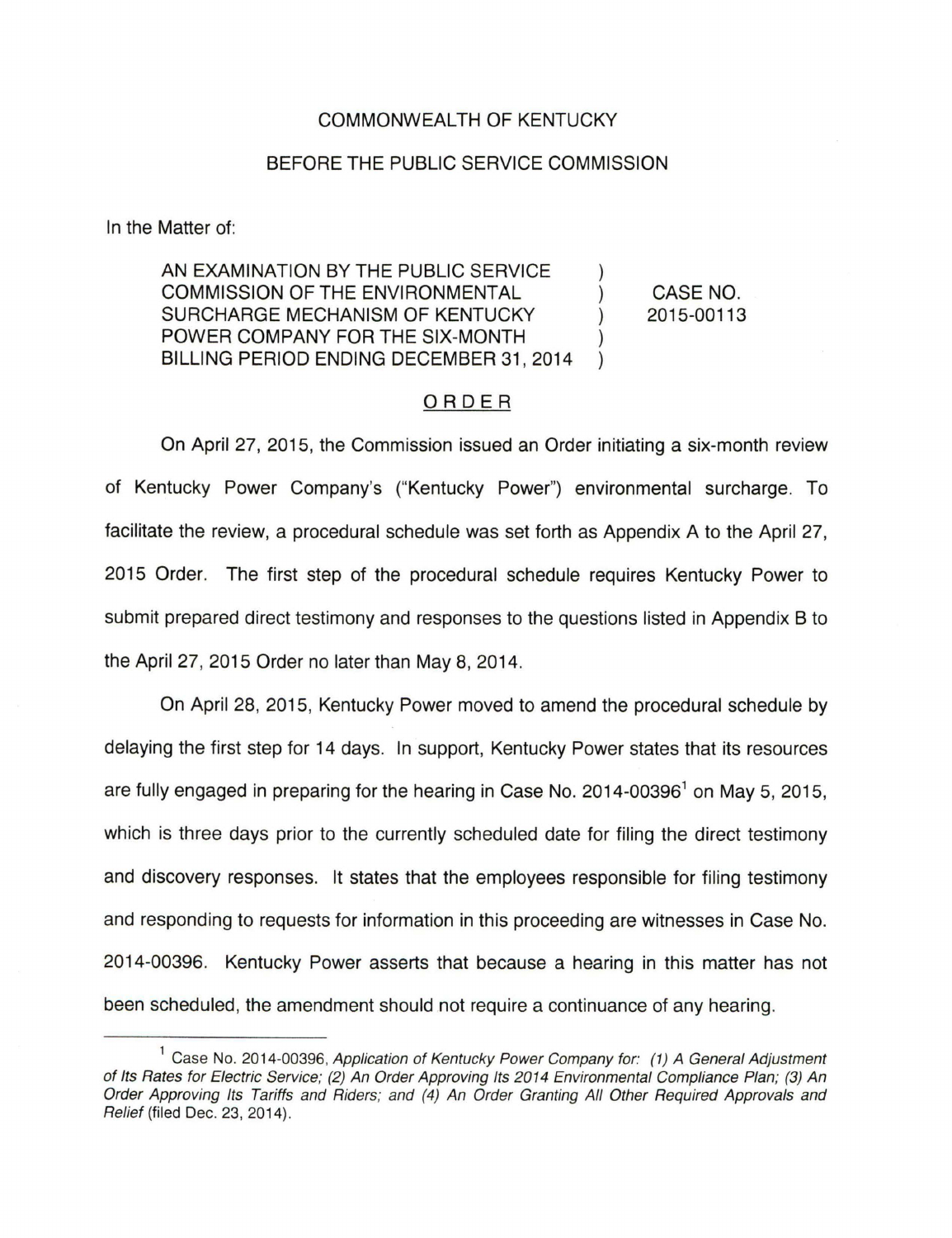COMMONWEALTH OF KENTUCKY

BEFORE THE PUBLIC SERVICE COMMISSION

In the Matter of:

| | | |
|---|---|---|
| AN EXAMINATION BY THE PUBLIC SERVICE COMMISSION OF THE ENVIRONMENTAL SURCHARGE MECHANISM OF KENTUCKY POWER COMPANY FOR THE SIX-MONTH BILLING PERIOD ENDING DECEMBER 31, 2014 | ) | CASE NO. 2015-00113 |

## ORDER

On April 27, 2015, the Commission issued an Order initiating a six-month review of Kentucky Power Company's ("Kentucky Power") environmental surcharge. To facilitate the review, a procedural schedule was set forth as Appendix A to the April 27, 2015 Order. The first step of the procedural schedule requires Kentucky Power to submit prepared direct testimony and responses to the questions listed in Appendix B to the April 27, 2015 Order no later than May 8, 2014.

On April 28, 2015, Kentucky Power moved to amend the procedural schedule by delaying the first step for 14 days. In support, Kentucky Power states that its resources are fully engaged in preparing for the hearing in Case No. 2014-00396[1] on May 5, 2015, which is three days prior to the currently scheduled date for filing the direct testimony and discovery responses. It states that the employees responsible for filing testimony and responding to requests for information in this proceeding are witnesses in Case No. 2014-00396. Kentucky Power asserts that because a hearing in this matter has not been scheduled, the amendment should not require a continuance of any hearing.

---

[1] Case No. 2014-00396, *Application of Kentucky Power Company for: (1) A General Adjustment of Its Rates for Electric Service; (2) An Order Approving Its 2014 Environmental Compliance Plan; (3) An Order Approving Its Tariffs and Riders; and (4) An Order Granting All Other Required Approvals and Relief* (filed Dec. 23, 2014).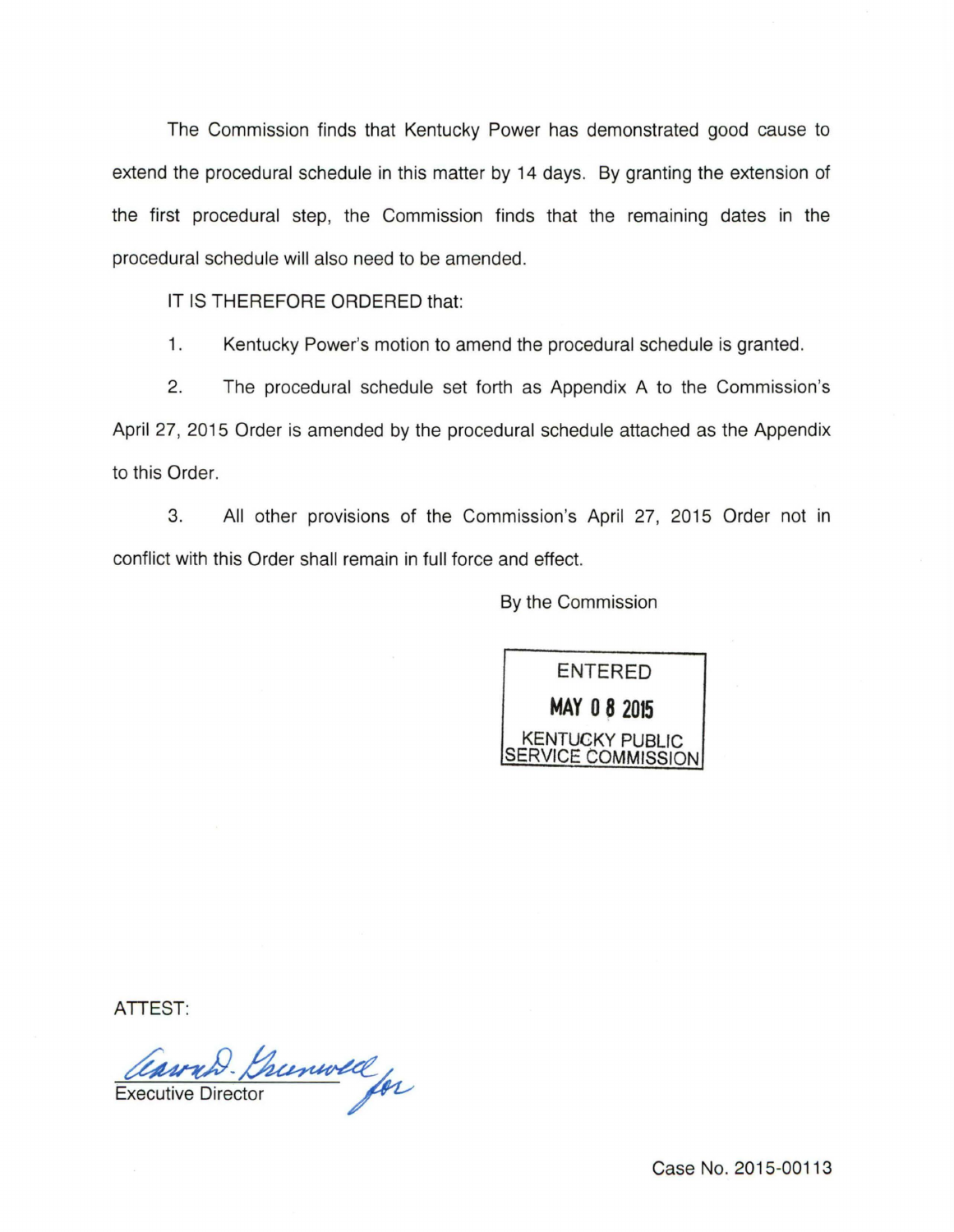The Commission finds that Kentucky Power has demonstrated good cause to extend the procedural schedule in this matter by 14 days. By granting the extension of the first procedural step, the Commission finds that the remaining dates in the procedural schedule will also need to be amended.

IT IS THEREFORE ORDERED that:

1. Kentucky Power's motion to amend the procedural schedule is granted.

2. The procedural schedule set forth as Appendix A to the Commission's April 27, 2015 Order is amended by the procedural schedule attached as the Appendix to this Order.

3. All other provisions of the Commission's April 27, 2015 Order not in conflict with this Order shall remain in full force and effect.

By the Commission

ENTERED
MAY 08 2015
KENTUCKY PUBLIC SERVICE COMMISSION

ATTEST:

Aaron D. Greenwell for
Executive Director

Case No. 2015-00113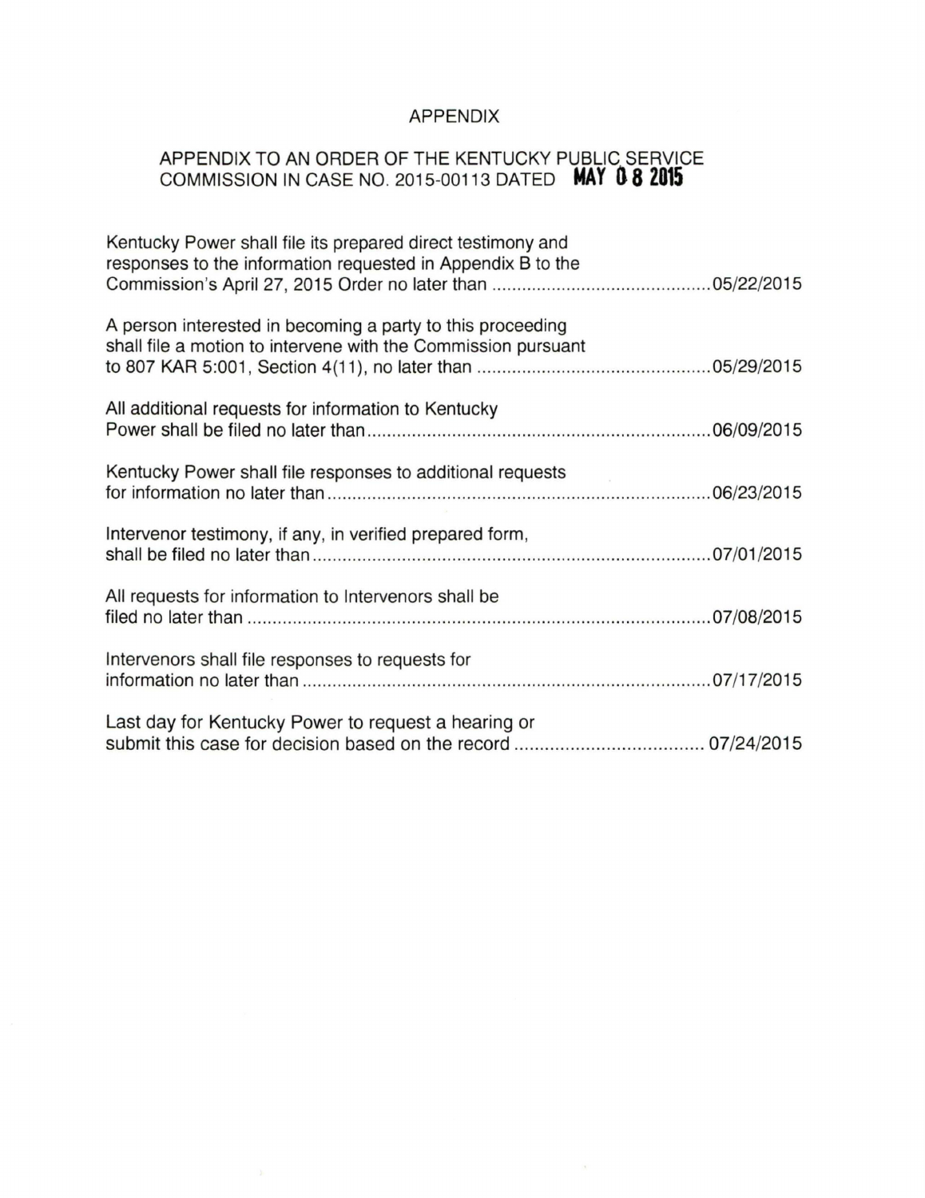# APPENDIX

## APPENDIX TO AN ORDER OF THE KENTUCKY PUBLIC SERVICE COMMISSION IN CASE NO. 2015-00113 DATED MAY 08 2015

Kentucky Power shall file its prepared direct testimony and responses to the information requested in Appendix B to the Commission's April 27, 2015 Order no later than ............................................ 05/22/2015

A person interested in becoming a party to this proceeding shall file a motion to intervene with the Commission pursuant to 807 KAR 5:001, Section 4(11), no later than ............................................... 05/29/2015

All additional requests for information to Kentucky Power shall be filed no later than..................................................................... 06/09/2015

Kentucky Power shall file responses to additional requests for information no later than............................................................................ 06/23/2015

Intervenor testimony, if any, in verified prepared form, shall be filed no later than................................................................................ 07/01/2015

All requests for information to Intervenors shall be filed no later than ............................................................................................ 07/08/2015

Intervenors shall file responses to requests for information no later than .................................................................................. 07/17/2015

Last day for Kentucky Power to request a hearing or submit this case for decision based on the record .................................... 07/24/2015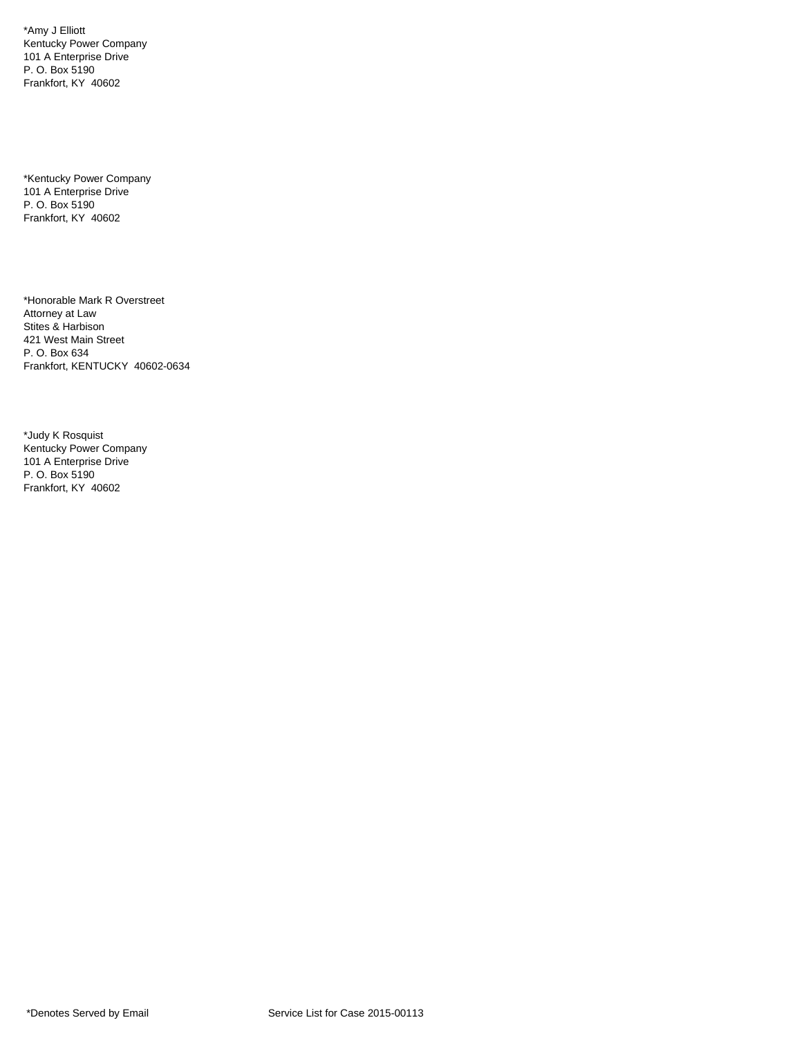*Amy J Elliott
Kentucky Power Company
101 A Enterprise Drive
P. O. Box 5190
Frankfort, KY  40602

*Kentucky Power Company
101 A Enterprise Drive
P. O. Box 5190
Frankfort, KY  40602

*Honorable Mark R Overstreet
Attorney at Law
Stites & Harbison
421 West Main Street
P. O. Box 634
Frankfort, KENTUCKY  40602-0634

*Judy K Rosquist
Kentucky Power Company
101 A Enterprise Drive
P. O. Box 5190
Frankfort, KY  40602

*Denotes Served by Email

Service List for Case 2015-00113